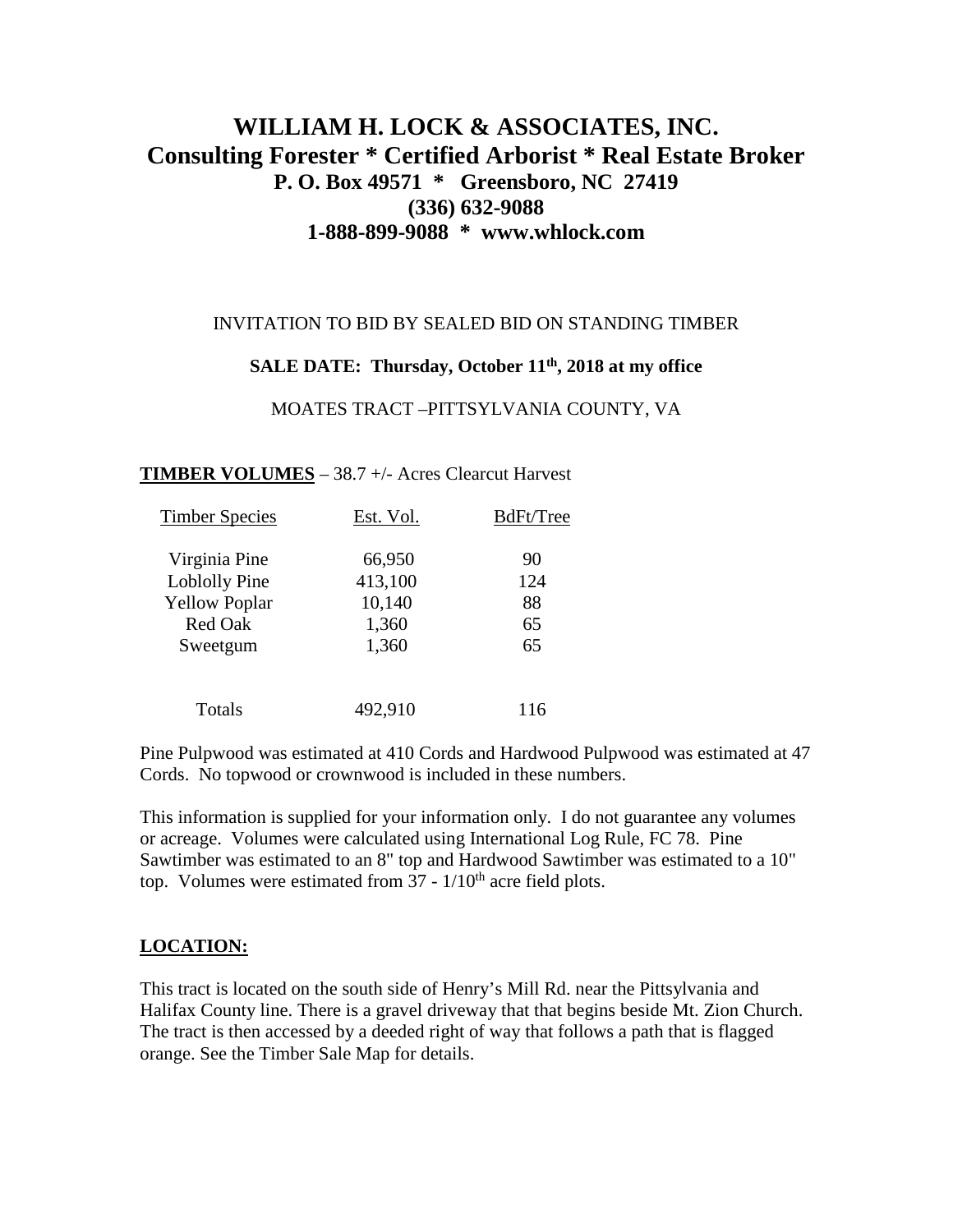# WILLIAM H. LOCK & ASSOCIATES, INC.
## Consulting Forester * Certified Arborist * Real Estate Broker
### P. O. Box 49571 * Greensboro, NC 27419
### (336) 632-9088
### 1-888-899-9088 * www.whlock.com

INVITATION TO BID BY SEALED BID ON STANDING TIMBER

**SALE DATE: Thursday, October 11th, 2018 at my office**

MOATES TRACT –PITTSYLVANIA COUNTY, VA

**TIMBER VOLUMES** – 38.7 +/- Acres Clearcut Harvest

| Timber Species | Est. Vol. | BdFt/Tree |
|---|---|---|
| Virginia Pine | 66,950 | 90 |
| Loblolly Pine | 413,100 | 124 |
| Yellow Poplar | 10,140 | 88 |
| Red Oak | 1,360 | 65 |
| Sweetgum | 1,360 | 65 |
| Totals | 492,910 | 116 |

Pine Pulpwood was estimated at 410 Cords and Hardwood Pulpwood was estimated at 47 Cords. No topwood or crownwood is included in these numbers.

This information is supplied for your information only. I do not guarantee any volumes or acreage. Volumes were calculated using International Log Rule, FC 78. Pine Sawtimber was estimated to an 8" top and Hardwood Sawtimber was estimated to a 10" top. Volumes were estimated from 37 - 1/10th acre field plots.

**LOCATION:**

This tract is located on the south side of Henry's Mill Rd. near the Pittsylvania and Halifax County line. There is a gravel driveway that that begins beside Mt. Zion Church. The tract is then accessed by a deeded right of way that follows a path that is flagged orange. See the Timber Sale Map for details.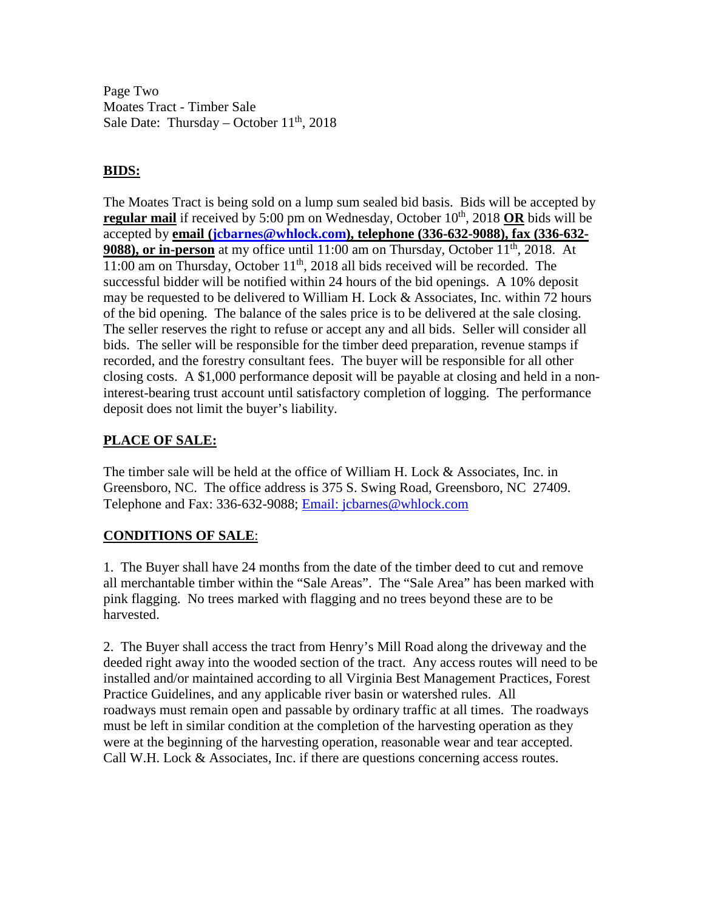Page Two
Moates Tract - Timber Sale
Sale Date: Thursday – October 11th, 2018

## BIDS:

The Moates Tract is being sold on a lump sum sealed bid basis. Bids will be accepted by **regular mail** if received by 5:00 pm on Wednesday, October 10th, 2018 **OR** bids will be accepted by **email (jcbarnes@whlock.com), telephone (336-632-9088), fax (336-632-9088), or in-person** at my office until 11:00 am on Thursday, October 11th, 2018. At 11:00 am on Thursday, October 11th, 2018 all bids received will be recorded. The successful bidder will be notified within 24 hours of the bid openings. A 10% deposit may be requested to be delivered to William H. Lock & Associates, Inc. within 72 hours of the bid opening. The balance of the sales price is to be delivered at the sale closing. The seller reserves the right to refuse or accept any and all bids. Seller will consider all bids. The seller will be responsible for the timber deed preparation, revenue stamps if recorded, and the forestry consultant fees. The buyer will be responsible for all other closing costs. A $1,000 performance deposit will be payable at closing and held in a non-interest-bearing trust account until satisfactory completion of logging. The performance deposit does not limit the buyer's liability.

## PLACE OF SALE:

The timber sale will be held at the office of William H. Lock & Associates, Inc. in Greensboro, NC. The office address is 375 S. Swing Road, Greensboro, NC 27409. Telephone and Fax: 336-632-9088; Email: jcbarnes@whlock.com

## CONDITIONS OF SALE:

1. The Buyer shall have 24 months from the date of the timber deed to cut and remove all merchantable timber within the "Sale Areas". The "Sale Area" has been marked with pink flagging. No trees marked with flagging and no trees beyond these are to be harvested.

2. The Buyer shall access the tract from Henry's Mill Road along the driveway and the deeded right away into the wooded section of the tract. Any access routes will need to be installed and/or maintained according to all Virginia Best Management Practices, Forest Practice Guidelines, and any applicable river basin or watershed rules. All roadways must remain open and passable by ordinary traffic at all times. The roadways must be left in similar condition at the completion of the harvesting operation as they were at the beginning of the harvesting operation, reasonable wear and tear accepted. Call W.H. Lock & Associates, Inc. if there are questions concerning access routes.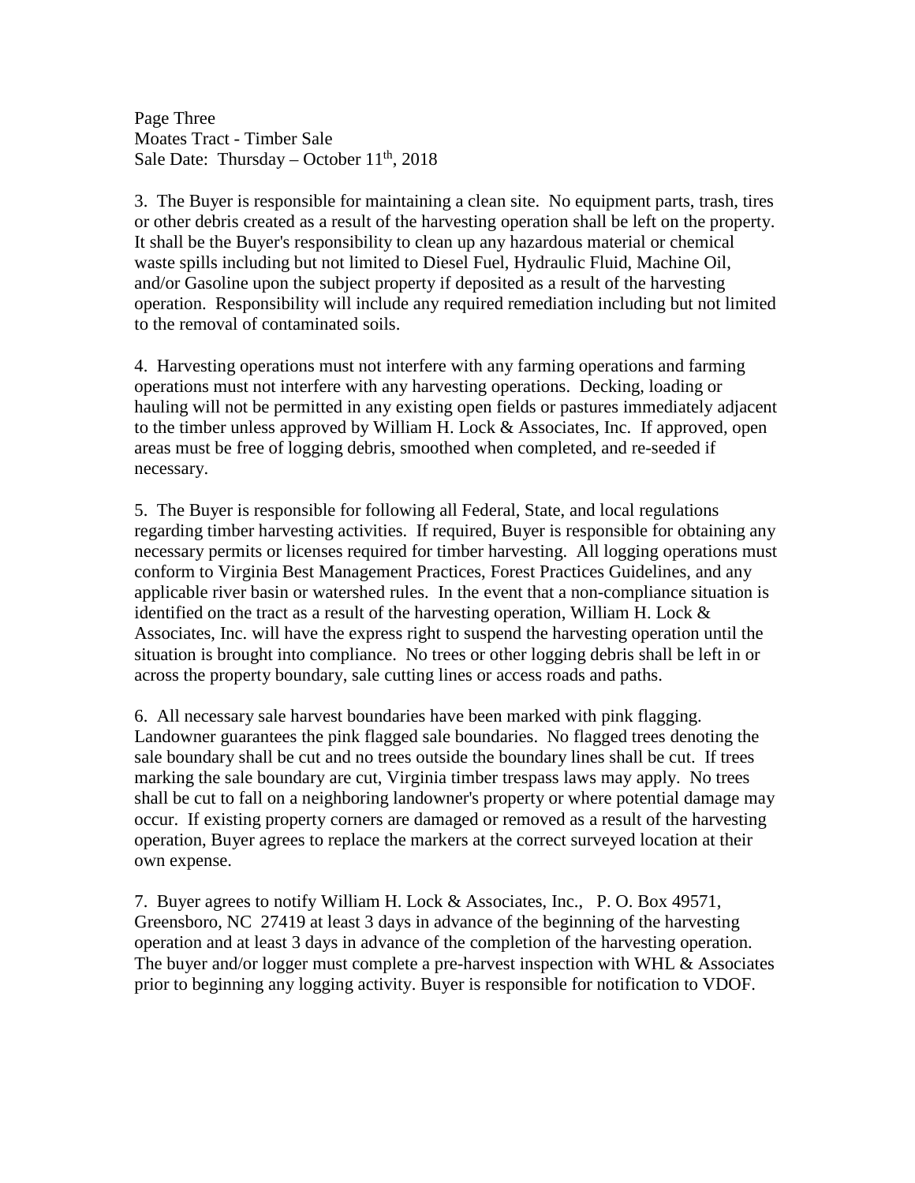3. The Buyer is responsible for maintaining a clean site. No equipment parts, trash, tires or other debris created as a result of the harvesting operation shall be left on the property. It shall be the Buyer's responsibility to clean up any hazardous material or chemical waste spills including but not limited to Diesel Fuel, Hydraulic Fluid, Machine Oil, and/or Gasoline upon the subject property if deposited as a result of the harvesting operation. Responsibility will include any required remediation including but not limited to the removal of contaminated soils.

4. Harvesting operations must not interfere with any farming operations and farming operations must not interfere with any harvesting operations. Decking, loading or hauling will not be permitted in any existing open fields or pastures immediately adjacent to the timber unless approved by William H. Lock & Associates, Inc. If approved, open areas must be free of logging debris, smoothed when completed, and re-seeded if necessary.

5. The Buyer is responsible for following all Federal, State, and local regulations regarding timber harvesting activities. If required, Buyer is responsible for obtaining any necessary permits or licenses required for timber harvesting. All logging operations must conform to Virginia Best Management Practices, Forest Practices Guidelines, and any applicable river basin or watershed rules. In the event that a non-compliance situation is identified on the tract as a result of the harvesting operation, William H. Lock & Associates, Inc. will have the express right to suspend the harvesting operation until the situation is brought into compliance. No trees or other logging debris shall be left in or across the property boundary, sale cutting lines or access roads and paths.

6. All necessary sale harvest boundaries have been marked with pink flagging. Landowner guarantees the pink flagged sale boundaries. No flagged trees denoting the sale boundary shall be cut and no trees outside the boundary lines shall be cut. If trees marking the sale boundary are cut, Virginia timber trespass laws may apply. No trees shall be cut to fall on a neighboring landowner's property or where potential damage may occur. If existing property corners are damaged or removed as a result of the harvesting operation, Buyer agrees to replace the markers at the correct surveyed location at their own expense.

7. Buyer agrees to notify William H. Lock & Associates, Inc., P. O. Box 49571, Greensboro, NC 27419 at least 3 days in advance of the beginning of the harvesting operation and at least 3 days in advance of the completion of the harvesting operation. The buyer and/or logger must complete a pre-harvest inspection with WHL & Associates prior to beginning any logging activity. Buyer is responsible for notification to VDOF.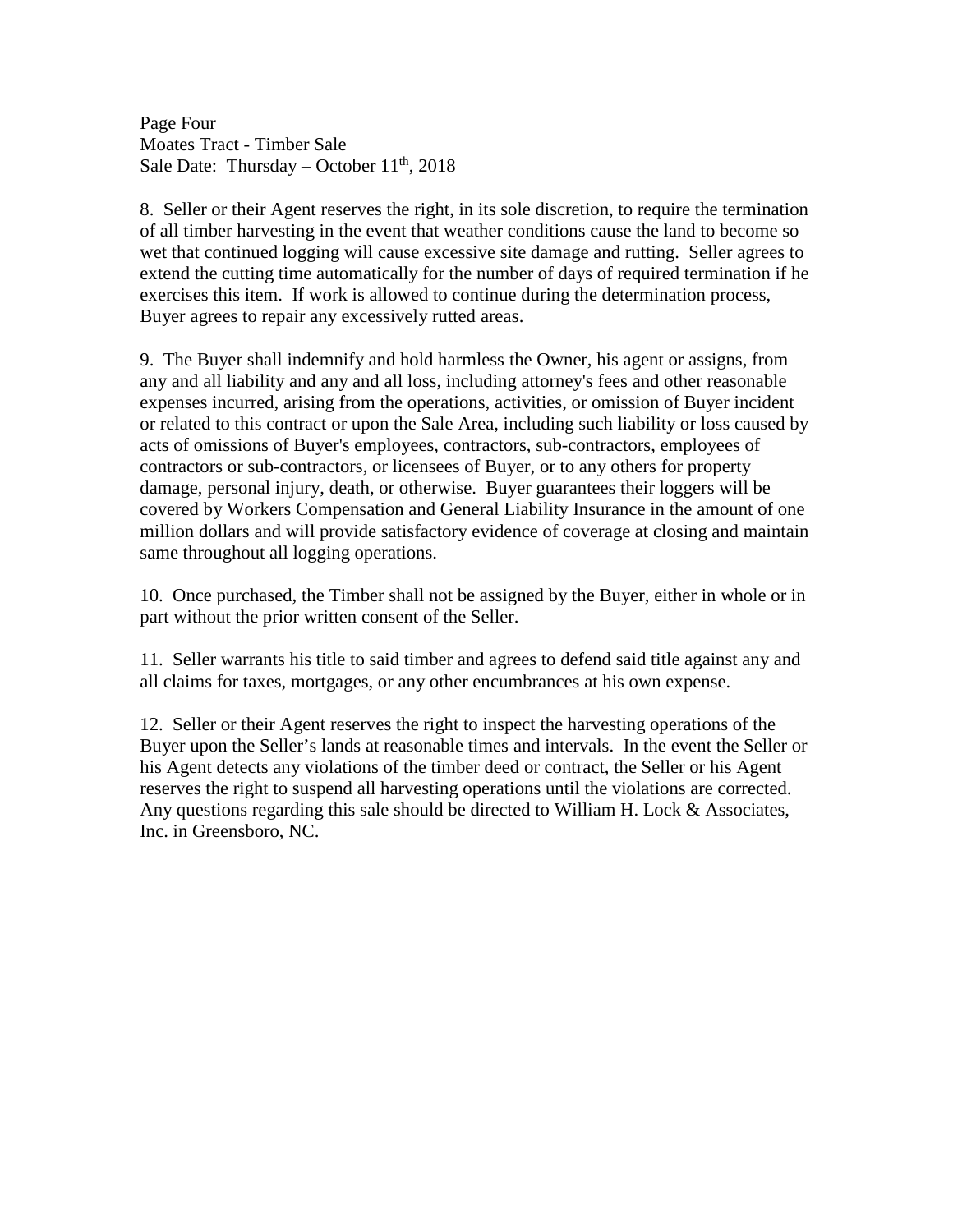8. Seller or their Agent reserves the right, in its sole discretion, to require the termination of all timber harvesting in the event that weather conditions cause the land to become so wet that continued logging will cause excessive site damage and rutting. Seller agrees to extend the cutting time automatically for the number of days of required termination if he exercises this item. If work is allowed to continue during the determination process, Buyer agrees to repair any excessively rutted areas.

9. The Buyer shall indemnify and hold harmless the Owner, his agent or assigns, from any and all liability and any and all loss, including attorney's fees and other reasonable expenses incurred, arising from the operations, activities, or omission of Buyer incident or related to this contract or upon the Sale Area, including such liability or loss caused by acts of omissions of Buyer's employees, contractors, sub-contractors, employees of contractors or sub-contractors, or licensees of Buyer, or to any others for property damage, personal injury, death, or otherwise. Buyer guarantees their loggers will be covered by Workers Compensation and General Liability Insurance in the amount of one million dollars and will provide satisfactory evidence of coverage at closing and maintain same throughout all logging operations.

10. Once purchased, the Timber shall not be assigned by the Buyer, either in whole or in part without the prior written consent of the Seller.

11. Seller warrants his title to said timber and agrees to defend said title against any and all claims for taxes, mortgages, or any other encumbrances at his own expense.

12. Seller or their Agent reserves the right to inspect the harvesting operations of the Buyer upon the Seller's lands at reasonable times and intervals. In the event the Seller or his Agent detects any violations of the timber deed or contract, the Seller or his Agent reserves the right to suspend all harvesting operations until the violations are corrected. Any questions regarding this sale should be directed to William H. Lock & Associates, Inc. in Greensboro, NC.